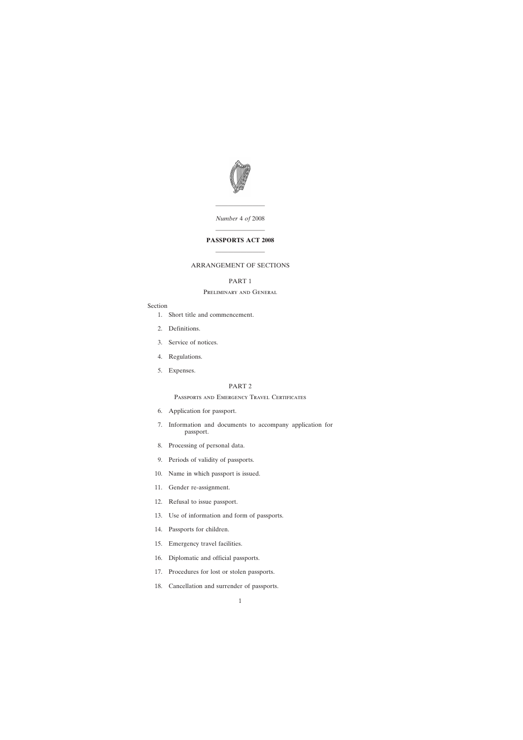*Number* 4 *of* 2008

---

# PASSPORTS ACT 2008

---

## ARRANGEMENT OF SECTIONS

### PART 1

#### Preliminary and General

Section

1. Short title and commencement.
2. Definitions.
3. Service of notices.
4. Regulations.
5. Expenses.

### PART 2

#### Passports and Emergency Travel Certificates

6. Application for passport.
7. Information and documents to accompany application for passport.
8. Processing of personal data.
9. Periods of validity of passports.
10. Name in which passport is issued.
11. Gender re-assignment.
12. Refusal to issue passport.
13. Use of information and form of passports.
14. Passports for children.
15. Emergency travel facilities.
16. Diplomatic and official passports.
17. Procedures for lost or stolen passports.
18. Cancellation and surrender of passports.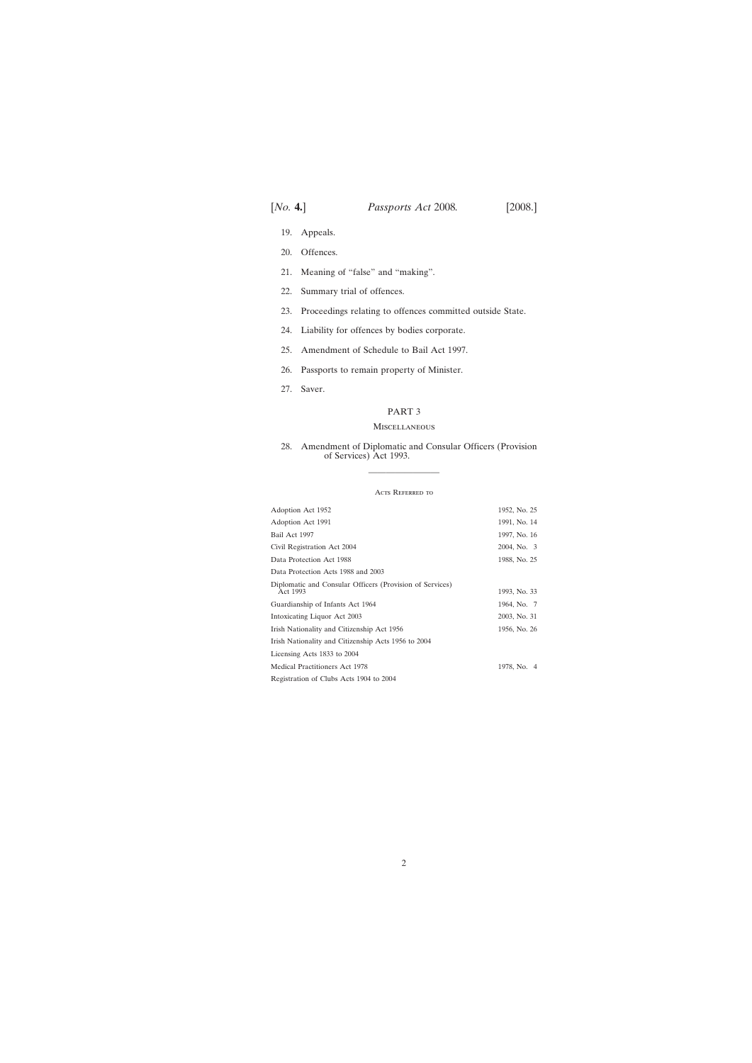19. Appeals.

20. Offences.

21. Meaning of "false" and "making".

22. Summary trial of offences.

23. Proceedings relating to offences committed outside State.

24. Liability for offences by bodies corporate.

25. Amendment of Schedule to Bail Act 1997.

26. Passports to remain property of Minister.

27. Saver.

## PART 3

### Miscellaneous

28. Amendment of Diplomatic and Consular Officers (Provision of Services) Act 1993.

---

### Acts Referred to

| | |
|---|---|
| Adoption Act 1952 | 1952, No. 25 |
| Adoption Act 1991 | 1991, No. 14 |
| Bail Act 1997 | 1997, No. 16 |
| Civil Registration Act 2004 | 2004, No. 3 |
| Data Protection Act 1988 | 1988, No. 25 |
| Data Protection Acts 1988 and 2003 | |
| Diplomatic and Consular Officers (Provision of Services) Act 1993 | 1993, No. 33 |
| Guardianship of Infants Act 1964 | 1964, No. 7 |
| Intoxicating Liquor Act 2003 | 2003, No. 31 |
| Irish Nationality and Citizenship Act 1956 | 1956, No. 26 |
| Irish Nationality and Citizenship Acts 1956 to 2004 | |
| Licensing Acts 1833 to 2004 | |
| Medical Practitioners Act 1978 | 1978, No. 4 |
| Registration of Clubs Acts 1904 to 2004 | |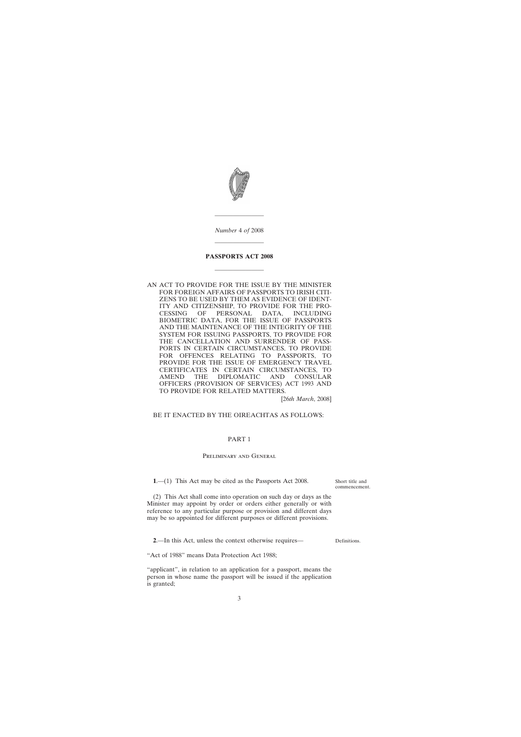*Number* 4 *of* 2008

# PASSPORTS ACT 2008

AN ACT TO PROVIDE FOR THE ISSUE BY THE MINISTER FOR FOREIGN AFFAIRS OF PASSPORTS TO IRISH CITIZENS TO BE USED BY THEM AS EVIDENCE OF IDENTITY AND CITIZENSHIP, TO PROVIDE FOR THE PROCESSING OF PERSONAL DATA, INCLUDING BIOMETRIC DATA, FOR THE ISSUE OF PASSPORTS AND THE MAINTENANCE OF THE INTEGRITY OF THE SYSTEM FOR ISSUING PASSPORTS, TO PROVIDE FOR THE CANCELLATION AND SURRENDER OF PASSPORTS IN CERTAIN CIRCUMSTANCES, TO PROVIDE FOR OFFENCES RELATING TO PASSPORTS, TO PROVIDE FOR THE ISSUE OF EMERGENCY TRAVEL CERTIFICATES IN CERTAIN CIRCUMSTANCES, TO AMEND THE DIPLOMATIC AND CONSULAR OFFICERS (PROVISION OF SERVICES) ACT 1993 AND TO PROVIDE FOR RELATED MATTERS.

[26*th March*, 2008]

BE IT ENACTED BY THE OIREACHTAS AS FOLLOWS:

## PART 1

### Preliminary and General

Short title and commencement.

**1**.—(1) This Act may be cited as the Passports Act 2008.

(2) This Act shall come into operation on such day or days as the Minister may appoint by order or orders either generally or with reference to any particular purpose or provision and different days may be so appointed for different purposes or different provisions.

Definitions.

**2**.—In this Act, unless the context otherwise requires—

"Act of 1988" means Data Protection Act 1988;

"applicant", in relation to an application for a passport, means the person in whose name the passport will be issued if the application is granted;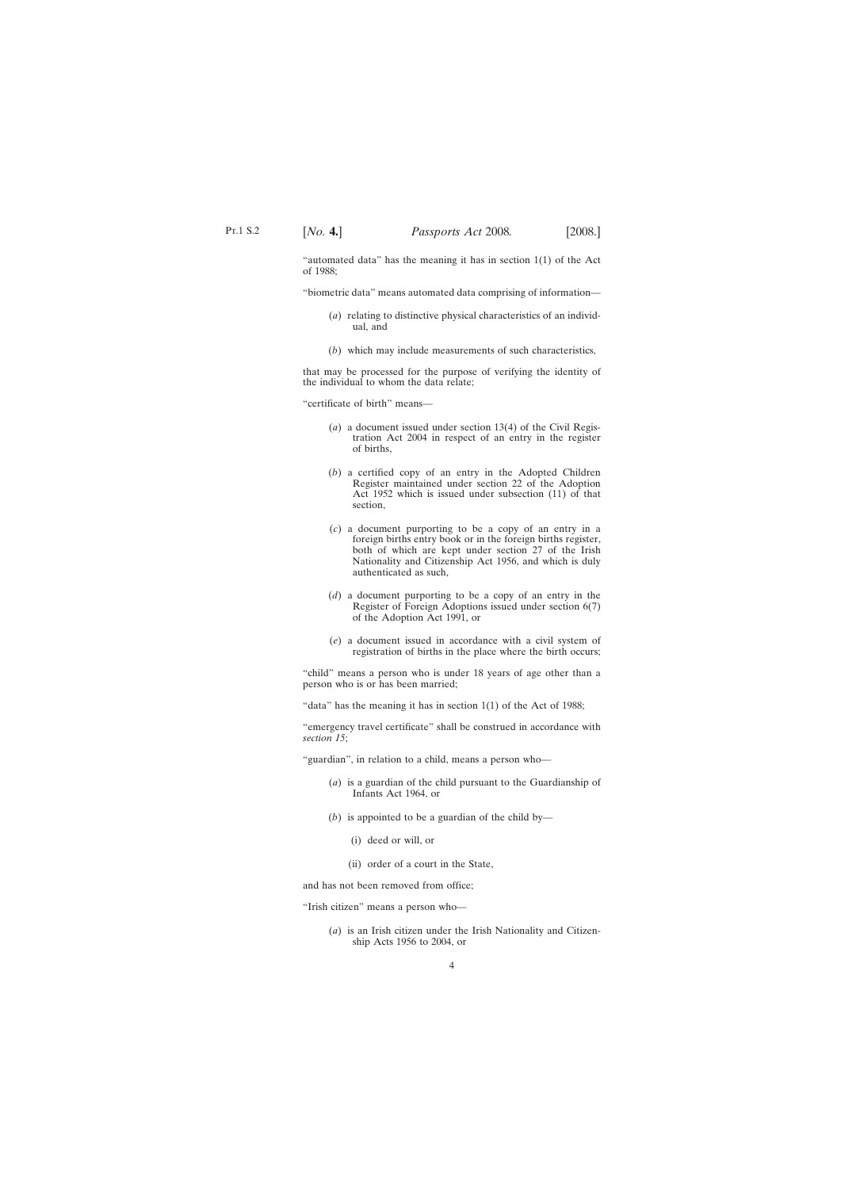"automated data" has the meaning it has in section 1(1) of the Act of 1988;

"biometric data" means automated data comprising of information—

(*a*) relating to distinctive physical characteristics of an individual, and

(*b*) which may include measurements of such characteristics,

that may be processed for the purpose of verifying the identity of the individual to whom the data relate;

"certificate of birth" means—

(*a*) a document issued under section 13(4) of the Civil Registration Act 2004 in respect of an entry in the register of births,

(*b*) a certified copy of an entry in the Adopted Children Register maintained under section 22 of the Adoption Act 1952 which is issued under subsection (11) of that section,

(*c*) a document purporting to be a copy of an entry in a foreign births entry book or in the foreign births register, both of which are kept under section 27 of the Irish Nationality and Citizenship Act 1956, and which is duly authenticated as such,

(*d*) a document purporting to be a copy of an entry in the Register of Foreign Adoptions issued under section 6(7) of the Adoption Act 1991, or

(*e*) a document issued in accordance with a civil system of registration of births in the place where the birth occurs;

"child" means a person who is under 18 years of age other than a person who is or has been married;

"data" has the meaning it has in section 1(1) of the Act of 1988;

"emergency travel certificate" shall be construed in accordance with *section 15*;

"guardian", in relation to a child, means a person who—

(*a*) is a guardian of the child pursuant to the Guardianship of Infants Act 1964, or

(*b*) is appointed to be a guardian of the child by—

(i) deed or will, or

(ii) order of a court in the State,

and has not been removed from office;

"Irish citizen" means a person who—

(*a*) is an Irish citizen under the Irish Nationality and Citizenship Acts 1956 to 2004, or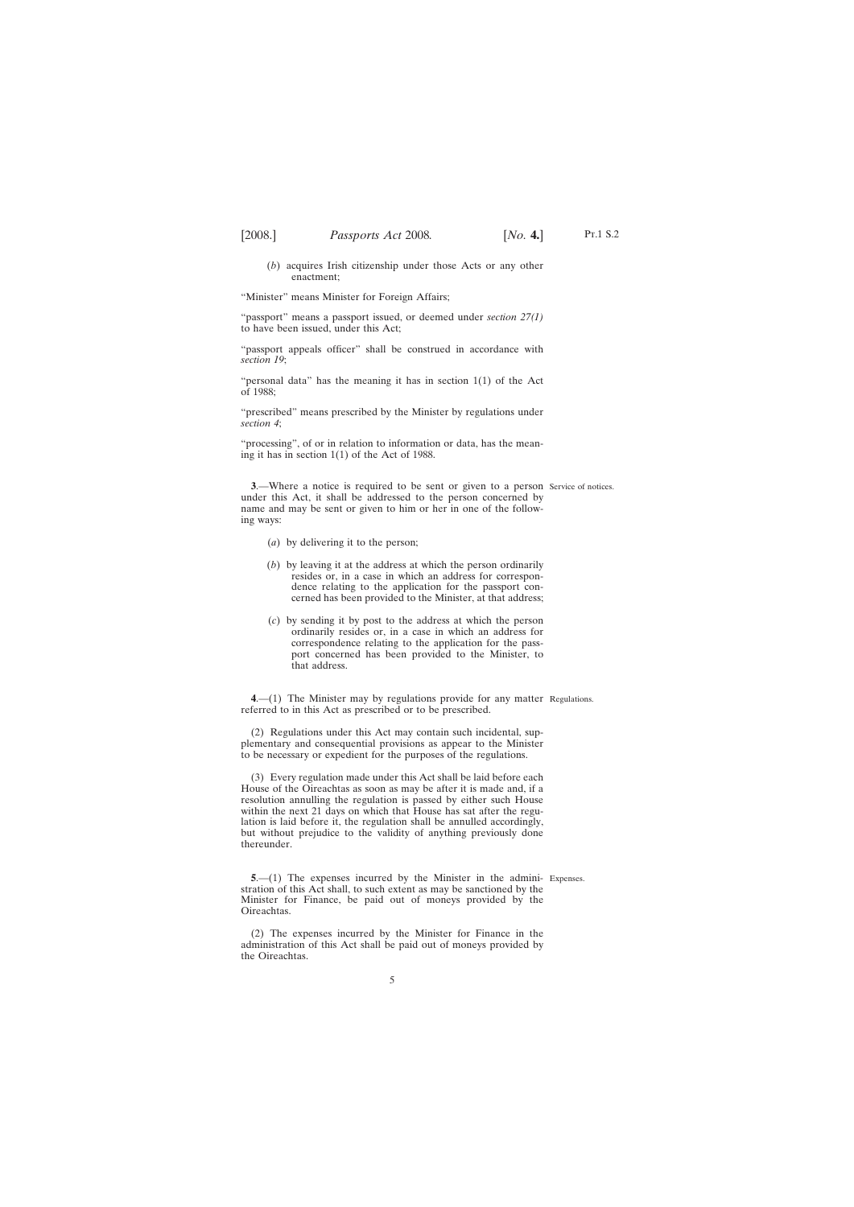(*b*) acquires Irish citizenship under those Acts or any other enactment;

"Minister" means Minister for Foreign Affairs;

"passport" means a passport issued, or deemed under *section 27(1)* to have been issued, under this Act;

"passport appeals officer" shall be construed in accordance with *section 19*;

"personal data" has the meaning it has in section 1(1) of the Act of 1988;

"prescribed" means prescribed by the Minister by regulations under *section 4*;

"processing", of or in relation to information or data, has the meaning it has in section 1(1) of the Act of 1988.

Service of notices.

**3**.—Where a notice is required to be sent or given to a person under this Act, it shall be addressed to the person concerned by name and may be sent or given to him or her in one of the following ways:

(*a*) by delivering it to the person;

(*b*) by leaving it at the address at which the person ordinarily resides or, in a case in which an address for correspondence relating to the application for the passport concerned has been provided to the Minister, at that address;

(*c*) by sending it by post to the address at which the person ordinarily resides or, in a case in which an address for correspondence relating to the application for the passport concerned has been provided to the Minister, to that address.

Regulations.

**4**.—(1) The Minister may by regulations provide for any matter referred to in this Act as prescribed or to be prescribed.

(2) Regulations under this Act may contain such incidental, supplementary and consequential provisions as appear to the Minister to be necessary or expedient for the purposes of the regulations.

(3) Every regulation made under this Act shall be laid before each House of the Oireachtas as soon as may be after it is made and, if a resolution annulling the regulation is passed by either such House within the next 21 days on which that House has sat after the regulation is laid before it, the regulation shall be annulled accordingly, but without prejudice to the validity of anything previously done thereunder.

Expenses.

**5**.—(1) The expenses incurred by the Minister in the administration of this Act shall, to such extent as may be sanctioned by the Minister for Finance, be paid out of moneys provided by the Oireachtas.

(2) The expenses incurred by the Minister for Finance in the administration of this Act shall be paid out of moneys provided by the Oireachtas.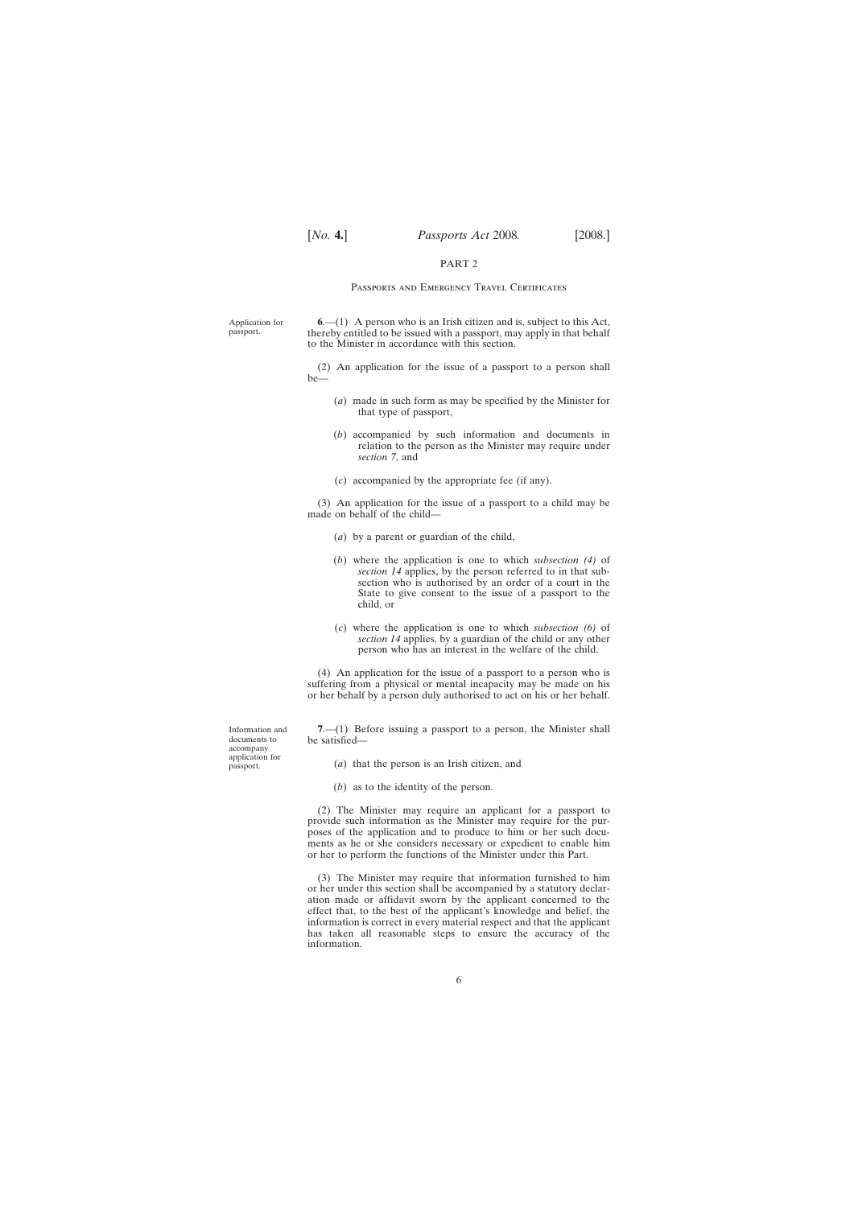## PART 2

### Passports and Emergency Travel Certificates

Application for passport.

**6**.—(1) A person who is an Irish citizen and is, subject to this Act, thereby entitled to be issued with a passport, may apply in that behalf to the Minister in accordance with this section.

(2) An application for the issue of a passport to a person shall be—

(*a*) made in such form as may be specified by the Minister for that type of passport,

(*b*) accompanied by such information and documents in relation to the person as the Minister may require under *section 7*, and

(*c*) accompanied by the appropriate fee (if any).

(3) An application for the issue of a passport to a child may be made on behalf of the child—

(*a*) by a parent or guardian of the child,

(*b*) where the application is one to which *subsection (4)* of *section 14* applies, by the person referred to in that subsection who is authorised by an order of a court in the State to give consent to the issue of a passport to the child, or

(*c*) where the application is one to which *subsection (6)* of *section 14* applies, by a guardian of the child or any other person who has an interest in the welfare of the child.

(4) An application for the issue of a passport to a person who is suffering from a physical or mental incapacity may be made on his or her behalf by a person duly authorised to act on his or her behalf.

Information and documents to accompany application for passport.

**7**.—(1) Before issuing a passport to a person, the Minister shall be satisfied—

(*a*) that the person is an Irish citizen, and

(*b*) as to the identity of the person.

(2) The Minister may require an applicant for a passport to provide such information as the Minister may require for the purposes of the application and to produce to him or her such documents as he or she considers necessary or expedient to enable him or her to perform the functions of the Minister under this Part.

(3) The Minister may require that information furnished to him or her under this section shall be accompanied by a statutory declaration made or affidavit sworn by the applicant concerned to the effect that, to the best of the applicant's knowledge and belief, the information is correct in every material respect and that the applicant has taken all reasonable steps to ensure the accuracy of the information.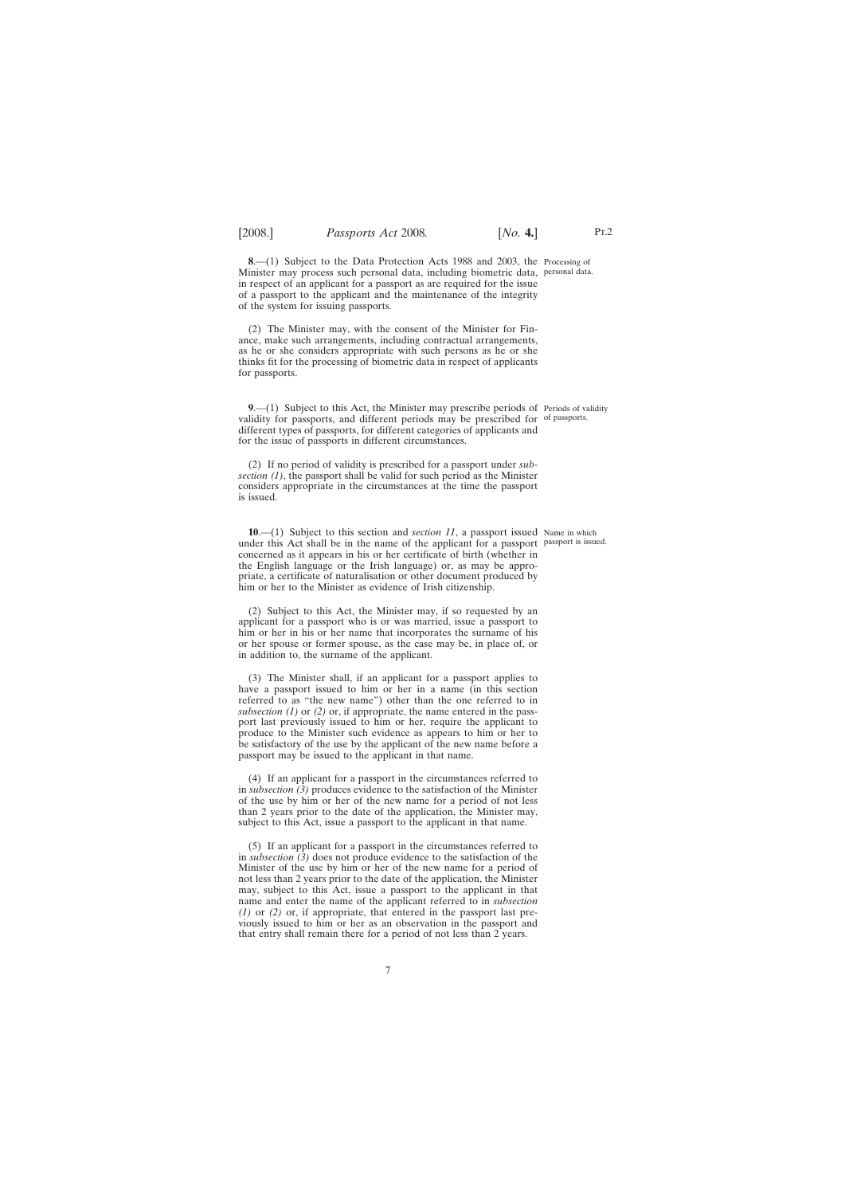**8**.—(1) Subject to the Data Protection Acts 1988 and 2003, the Minister may process such personal data, including biometric data, in respect of an applicant for a passport as are required for the issue of a passport to the applicant and the maintenance of the integrity of the system for issuing passports.

Processing of personal data.

(2) The Minister may, with the consent of the Minister for Finance, make such arrangements, including contractual arrangements, as he or she considers appropriate with such persons as he or she thinks fit for the processing of biometric data in respect of applicants for passports.

**9**.—(1) Subject to this Act, the Minister may prescribe periods of validity for passports, and different periods may be prescribed for different types of passports, for different categories of applicants and for the issue of passports in different circumstances.

Periods of validity of passports.

(2) If no period of validity is prescribed for a passport under *subsection (1)*, the passport shall be valid for such period as the Minister considers appropriate in the circumstances at the time the passport is issued.

**10**.—(1) Subject to this section and *section 11*, a passport issued under this Act shall be in the name of the applicant for a passport concerned as it appears in his or her certificate of birth (whether in the English language or the Irish language) or, as may be appropriate, a certificate of naturalisation or other document produced by him or her to the Minister as evidence of Irish citizenship.

Name in which passport is issued.

(2) Subject to this Act, the Minister may, if so requested by an applicant for a passport who is or was married, issue a passport to him or her in his or her name that incorporates the surname of his or her spouse or former spouse, as the case may be, in place of, or in addition to, the surname of the applicant.

(3) The Minister shall, if an applicant for a passport applies to have a passport issued to him or her in a name (in this section referred to as "the new name") other than the one referred to in *subsection (1)* or *(2)* or, if appropriate, the name entered in the passport last previously issued to him or her, require the applicant to produce to the Minister such evidence as appears to him or her to be satisfactory of the use by the applicant of the new name before a passport may be issued to the applicant in that name.

(4) If an applicant for a passport in the circumstances referred to in *subsection (3)* produces evidence to the satisfaction of the Minister of the use by him or her of the new name for a period of not less than 2 years prior to the date of the application, the Minister may, subject to this Act, issue a passport to the applicant in that name.

(5) If an applicant for a passport in the circumstances referred to in *subsection (3)* does not produce evidence to the satisfaction of the Minister of the use by him or her of the new name for a period of not less than 2 years prior to the date of the application, the Minister may, subject to this Act, issue a passport to the applicant in that name and enter the name of the applicant referred to in *subsection (1)* or *(2)* or, if appropriate, that entered in the passport last previously issued to him or her as an observation in the passport and that entry shall remain there for a period of not less than 2 years.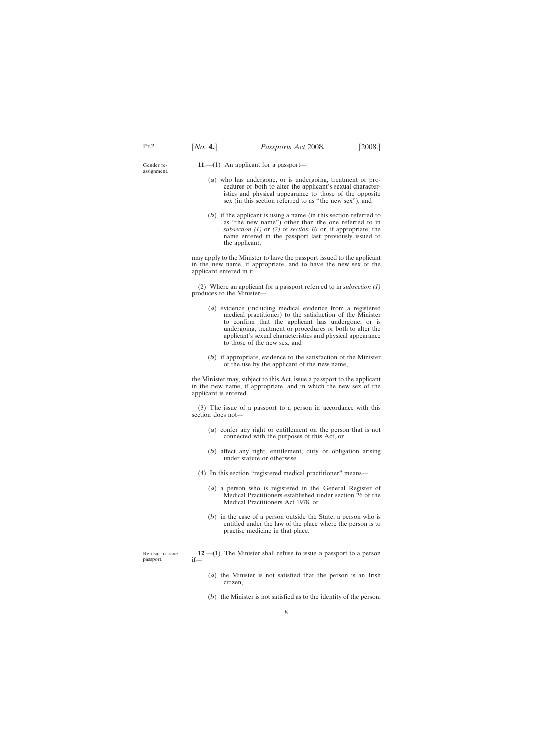Gender re-assignment.

**11**.—(1) An applicant for a passport—

(*a*) who has undergone, or is undergoing, treatment or procedures or both to alter the applicant's sexual characteristics and physical appearance to those of the opposite sex (in this section referred to as "the new sex"), and

(*b*) if the applicant is using a name (in this section referred to as "the new name") other than the one referred to in *subsection (1)* or *(2)* of *section 10* or, if appropriate, the name entered in the passport last previously issued to the applicant,

may apply to the Minister to have the passport issued to the applicant in the new name, if appropriate, and to have the new sex of the applicant entered in it.

(2) Where an applicant for a passport referred to in *subsection (1)* produces to the Minister—

(*a*) evidence (including medical evidence from a registered medical practitioner) to the satisfaction of the Minister to confirm that the applicant has undergone, or is undergoing, treatment or procedures or both to alter the applicant's sexual characteristics and physical appearance to those of the new sex, and

(*b*) if appropriate, evidence to the satisfaction of the Minister of the use by the applicant of the new name,

the Minister may, subject to this Act, issue a passport to the applicant in the new name, if appropriate, and in which the new sex of the applicant is entered.

(3) The issue of a passport to a person in accordance with this section does not—

(*a*) confer any right or entitlement on the person that is not connected with the purposes of this Act, or

(*b*) affect any right, entitlement, duty or obligation arising under statute or otherwise.

(4) In this section "registered medical practitioner" means—

(*a*) a person who is registered in the General Register of Medical Practitioners established under section 26 of the Medical Practitioners Act 1978, or

(*b*) in the case of a person outside the State, a person who is entitled under the law of the place where the person is to practise medicine in that place.

Refusal to issue passport.

**12**.—(1) The Minister shall refuse to issue a passport to a person if—

(*a*) the Minister is not satisfied that the person is an Irish citizen,

(*b*) the Minister is not satisfied as to the identity of the person,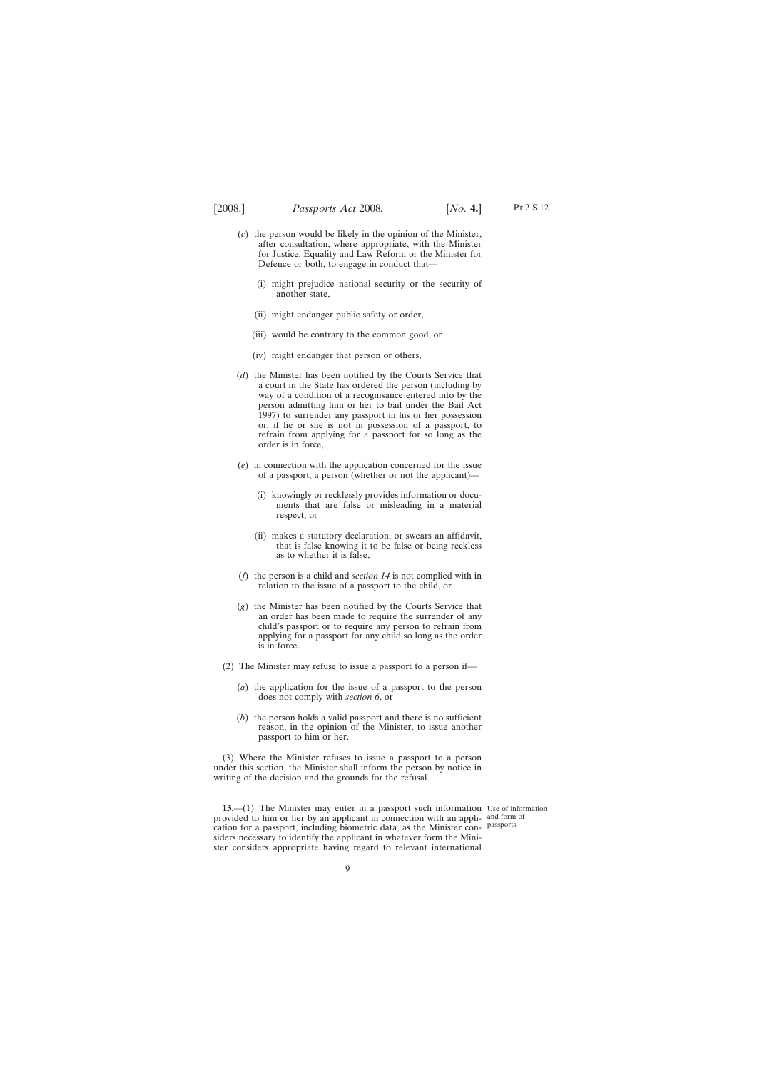(*c*) the person would be likely in the opinion of the Minister, after consultation, where appropriate, with the Minister for Justice, Equality and Law Reform or the Minister for Defence or both, to engage in conduct that—

(i) might prejudice national security or the security of another state,

(ii) might endanger public safety or order,

(iii) would be contrary to the common good, or

(iv) might endanger that person or others,

(*d*) the Minister has been notified by the Courts Service that a court in the State has ordered the person (including by way of a condition of a recognisance entered into by the person admitting him or her to bail under the Bail Act 1997) to surrender any passport in his or her possession or, if he or she is not in possession of a passport, to refrain from applying for a passport for so long as the order is in force,

(*e*) in connection with the application concerned for the issue of a passport, a person (whether or not the applicant)—

(i) knowingly or recklessly provides information or documents that are false or misleading in a material respect, or

(ii) makes a statutory declaration, or swears an affidavit, that is false knowing it to be false or being reckless as to whether it is false,

(*f*) the person is a child and *section 14* is not complied with in relation to the issue of a passport to the child, or

(*g*) the Minister has been notified by the Courts Service that an order has been made to require the surrender of any child's passport or to require any person to refrain from applying for a passport for any child so long as the order is in force.

(2) The Minister may refuse to issue a passport to a person if—

(*a*) the application for the issue of a passport to the person does not comply with *section 6*, or

(*b*) the person holds a valid passport and there is no sufficient reason, in the opinion of the Minister, to issue another passport to him or her.

(3) Where the Minister refuses to issue a passport to a person under this section, the Minister shall inform the person by notice in writing of the decision and the grounds for the refusal.

Use of information and form of passports.

**13**.—(1) The Minister may enter in a passport such information provided to him or her by an applicant in connection with an application for a passport, including biometric data, as the Minister considers necessary to identify the applicant in whatever form the Minister considers appropriate having regard to relevant international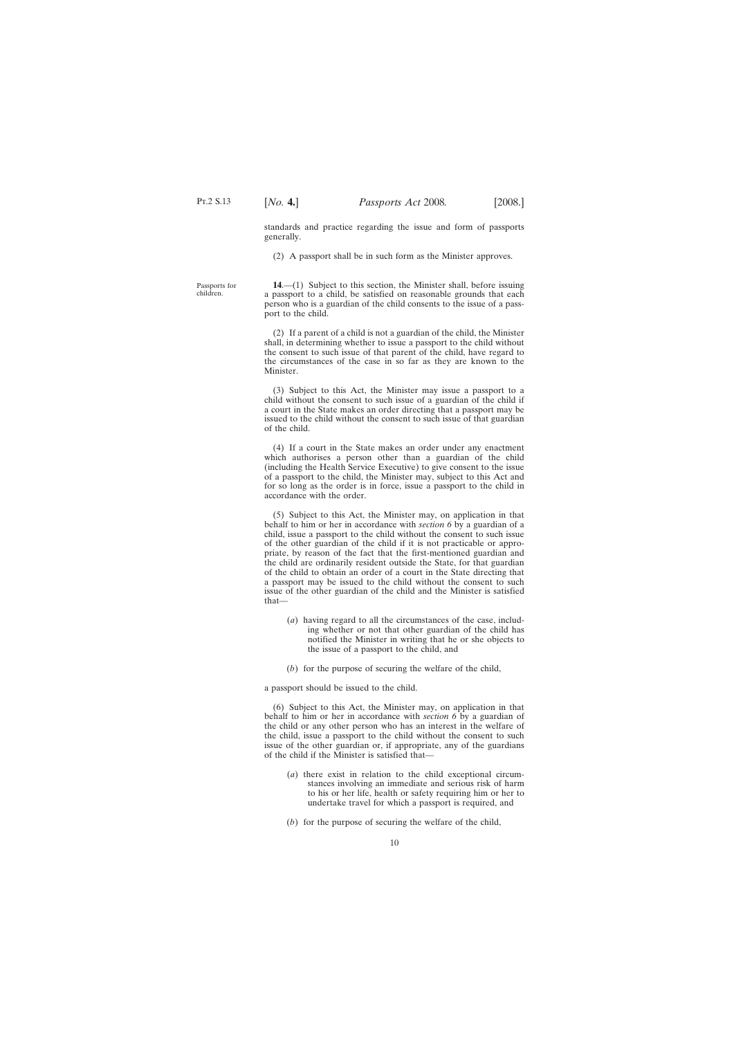standards and practice regarding the issue and form of passports generally.

(2) A passport shall be in such form as the Minister approves.

Passports for children.

**14**.—(1) Subject to this section, the Minister shall, before issuing a passport to a child, be satisfied on reasonable grounds that each person who is a guardian of the child consents to the issue of a passport to the child.

(2) If a parent of a child is not a guardian of the child, the Minister shall, in determining whether to issue a passport to the child without the consent to such issue of that parent of the child, have regard to the circumstances of the case in so far as they are known to the Minister.

(3) Subject to this Act, the Minister may issue a passport to a child without the consent to such issue of a guardian of the child if a court in the State makes an order directing that a passport may be issued to the child without the consent to such issue of that guardian of the child.

(4) If a court in the State makes an order under any enactment which authorises a person other than a guardian of the child (including the Health Service Executive) to give consent to the issue of a passport to the child, the Minister may, subject to this Act and for so long as the order is in force, issue a passport to the child in accordance with the order.

(5) Subject to this Act, the Minister may, on application in that behalf to him or her in accordance with *section 6* by a guardian of a child, issue a passport to the child without the consent to such issue of the other guardian of the child if it is not practicable or appropriate, by reason of the fact that the first-mentioned guardian and the child are ordinarily resident outside the State, for that guardian of the child to obtain an order of a court in the State directing that a passport may be issued to the child without the consent to such issue of the other guardian of the child and the Minister is satisfied that—

(*a*) having regard to all the circumstances of the case, including whether or not that other guardian of the child has notified the Minister in writing that he or she objects to the issue of a passport to the child, and

(*b*) for the purpose of securing the welfare of the child,

a passport should be issued to the child.

(6) Subject to this Act, the Minister may, on application in that behalf to him or her in accordance with *section 6* by a guardian of the child or any other person who has an interest in the welfare of the child, issue a passport to the child without the consent to such issue of the other guardian or, if appropriate, any of the guardians of the child if the Minister is satisfied that—

(*a*) there exist in relation to the child exceptional circumstances involving an immediate and serious risk of harm to his or her life, health or safety requiring him or her to undertake travel for which a passport is required, and

(*b*) for the purpose of securing the welfare of the child,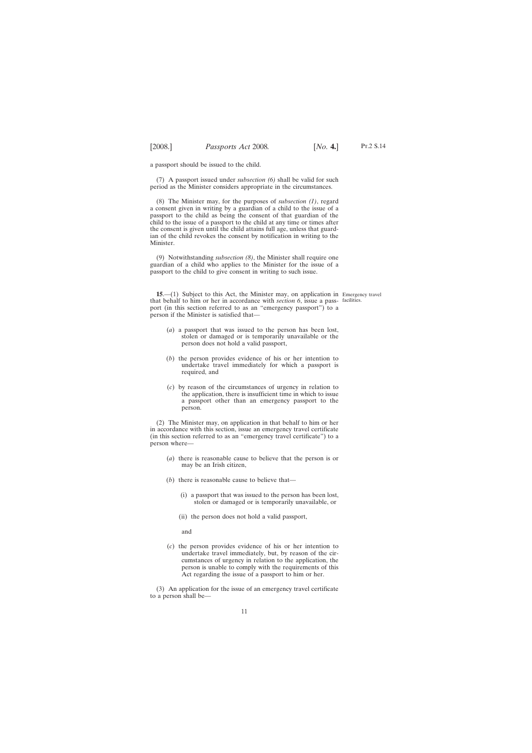a passport should be issued to the child.

(7) A passport issued under *subsection (6)* shall be valid for such period as the Minister considers appropriate in the circumstances.

(8) The Minister may, for the purposes of *subsection (1)*, regard a consent given in writing by a guardian of a child to the issue of a passport to the child as being the consent of that guardian of the child to the issue of a passport to the child at any time or times after the consent is given until the child attains full age, unless that guardian of the child revokes the consent by notification in writing to the Minister.

(9) Notwithstanding *subsection (8)*, the Minister shall require one guardian of a child who applies to the Minister for the issue of a passport to the child to give consent in writing to such issue.

Emergency travel facilities.

**15**.—(1) Subject to this Act, the Minister may, on application in that behalf to him or her in accordance with *section 6*, issue a passport (in this section referred to as an "emergency passport") to a person if the Minister is satisfied that—

(*a*) a passport that was issued to the person has been lost, stolen or damaged or is temporarily unavailable or the person does not hold a valid passport,

(*b*) the person provides evidence of his or her intention to undertake travel immediately for which a passport is required, and

(*c*) by reason of the circumstances of urgency in relation to the application, there is insufficient time in which to issue a passport other than an emergency passport to the person.

(2) The Minister may, on application in that behalf to him or her in accordance with this section, issue an emergency travel certificate (in this section referred to as an "emergency travel certificate") to a person where—

(*a*) there is reasonable cause to believe that the person is or may be an Irish citizen,

(*b*) there is reasonable cause to believe that—

(i) a passport that was issued to the person has been lost, stolen or damaged or is temporarily unavailable, or

(ii) the person does not hold a valid passport,

and

(*c*) the person provides evidence of his or her intention to undertake travel immediately, but, by reason of the circumstances of urgency in relation to the application, the person is unable to comply with the requirements of this Act regarding the issue of a passport to him or her.

(3) An application for the issue of an emergency travel certificate to a person shall be—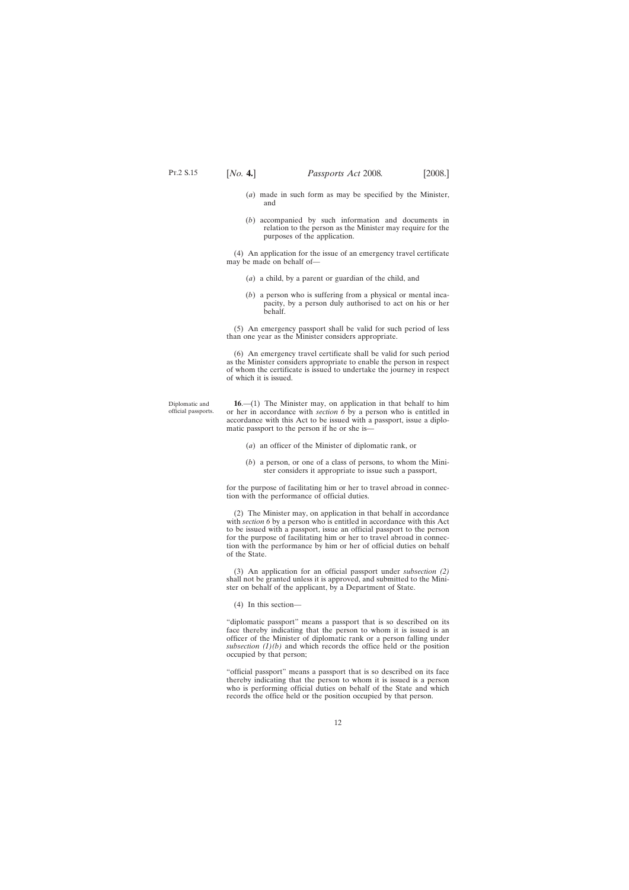(*a*) made in such form as may be specified by the Minister, and

(*b*) accompanied by such information and documents in relation to the person as the Minister may require for the purposes of the application.

(4) An application for the issue of an emergency travel certificate may be made on behalf of—

(*a*) a child, by a parent or guardian of the child, and

(*b*) a person who is suffering from a physical or mental incapacity, by a person duly authorised to act on his or her behalf.

(5) An emergency passport shall be valid for such period of less than one year as the Minister considers appropriate.

(6) An emergency travel certificate shall be valid for such period as the Minister considers appropriate to enable the person in respect of whom the certificate is issued to undertake the journey in respect of which it is issued.

Diplomatic and official passports.

**16**.—(1) The Minister may, on application in that behalf to him or her in accordance with *section 6* by a person who is entitled in accordance with this Act to be issued with a passport, issue a diplomatic passport to the person if he or she is—

(*a*) an officer of the Minister of diplomatic rank, or

(*b*) a person, or one of a class of persons, to whom the Minister considers it appropriate to issue such a passport,

for the purpose of facilitating him or her to travel abroad in connection with the performance of official duties.

(2) The Minister may, on application in that behalf in accordance with *section 6* by a person who is entitled in accordance with this Act to be issued with a passport, issue an official passport to the person for the purpose of facilitating him or her to travel abroad in connection with the performance by him or her of official duties on behalf of the State.

(3) An application for an official passport under *subsection (2)* shall not be granted unless it is approved, and submitted to the Minister on behalf of the applicant, by a Department of State.

(4) In this section—

"diplomatic passport" means a passport that is so described on its face thereby indicating that the person to whom it is issued is an officer of the Minister of diplomatic rank or a person falling under *subsection (1)(b)* and which records the office held or the position occupied by that person;

"official passport" means a passport that is so described on its face thereby indicating that the person to whom it is issued is a person who is performing official duties on behalf of the State and which records the office held or the position occupied by that person.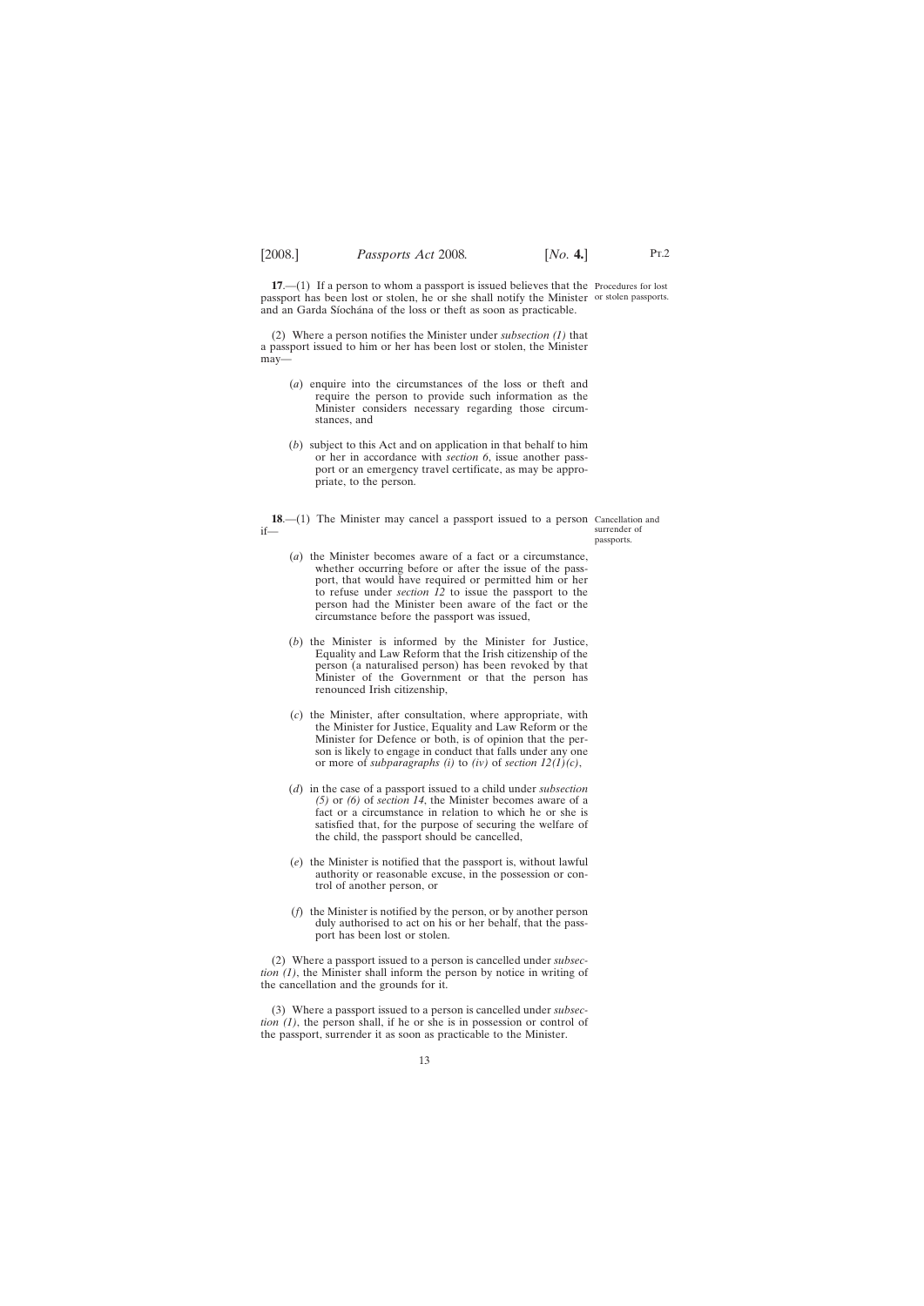**17**.—(1) If a person to whom a passport is issued believes that the passport has been lost or stolen, he or she shall notify the Minister and an Garda Síochána of the loss or theft as soon as practicable.

Procedures for lost or stolen passports.

(2) Where a person notifies the Minister under *subsection (1)* that a passport issued to him or her has been lost or stolen, the Minister may—

(*a*) enquire into the circumstances of the loss or theft and require the person to provide such information as the Minister considers necessary regarding those circumstances, and

(*b*) subject to this Act and on application in that behalf to him or her in accordance with *section 6*, issue another passport or an emergency travel certificate, as may be appropriate, to the person.

**18**.—(1) The Minister may cancel a passport issued to a person if—

Cancellation and surrender of passports.

(*a*) the Minister becomes aware of a fact or a circumstance, whether occurring before or after the issue of the passport, that would have required or permitted him or her to refuse under *section 12* to issue the passport to the person had the Minister been aware of the fact or the circumstance before the passport was issued,

(*b*) the Minister is informed by the Minister for Justice, Equality and Law Reform that the Irish citizenship of the person (a naturalised person) has been revoked by that Minister of the Government or that the person has renounced Irish citizenship,

(*c*) the Minister, after consultation, where appropriate, with the Minister for Justice, Equality and Law Reform or the Minister for Defence or both, is of opinion that the person is likely to engage in conduct that falls under any one or more of *subparagraphs (i)* to *(iv)* of *section 12(1)(c)*,

(*d*) in the case of a passport issued to a child under *subsection (5)* or *(6)* of *section 14*, the Minister becomes aware of a fact or a circumstance in relation to which he or she is satisfied that, for the purpose of securing the welfare of the child, the passport should be cancelled,

(*e*) the Minister is notified that the passport is, without lawful authority or reasonable excuse, in the possession or control of another person, or

(*f*) the Minister is notified by the person, or by another person duly authorised to act on his or her behalf, that the passport has been lost or stolen.

(2) Where a passport issued to a person is cancelled under *subsection (1)*, the Minister shall inform the person by notice in writing of the cancellation and the grounds for it.

(3) Where a passport issued to a person is cancelled under *subsection (1)*, the person shall, if he or she is in possession or control of the passport, surrender it as soon as practicable to the Minister.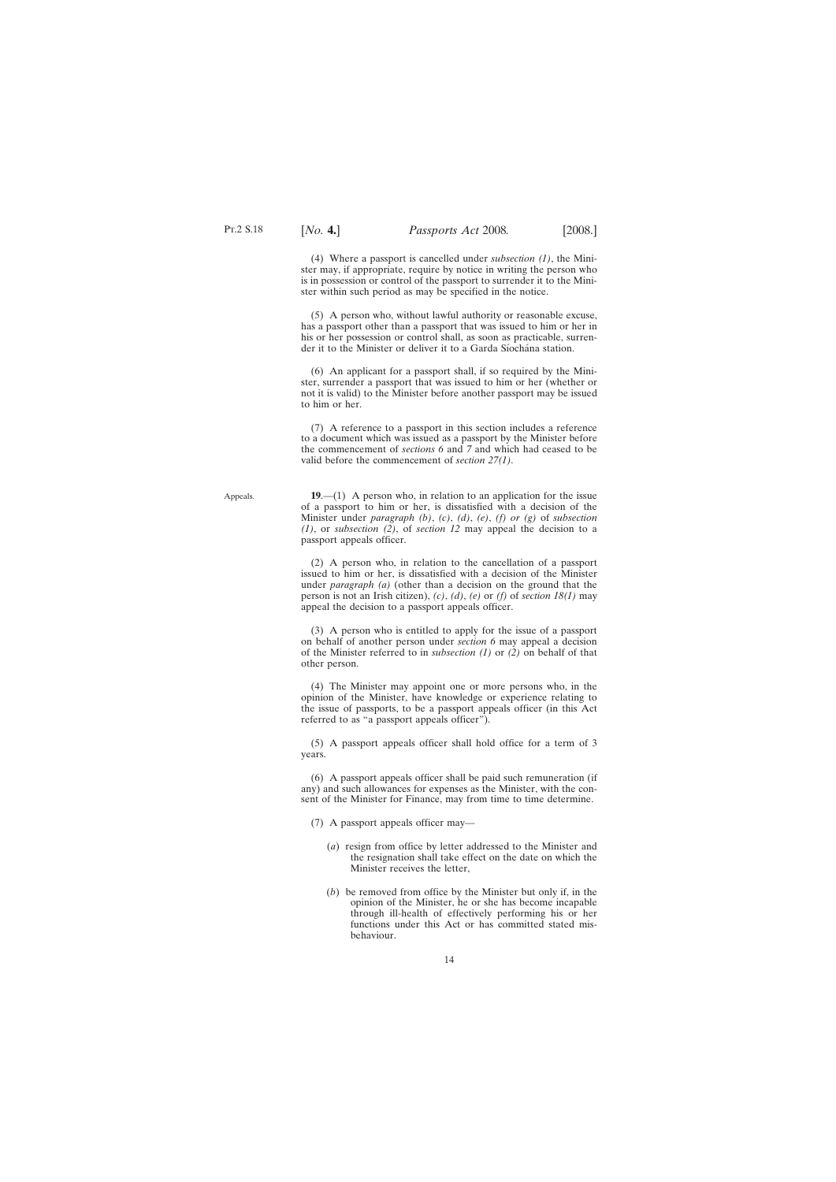(4) Where a passport is cancelled under *subsection (1)*, the Minister may, if appropriate, require by notice in writing the person who is in possession or control of the passport to surrender it to the Minister within such period as may be specified in the notice.

(5) A person who, without lawful authority or reasonable excuse, has a passport other than a passport that was issued to him or her in his or her possession or control shall, as soon as practicable, surrender it to the Minister or deliver it to a Garda Síochána station.

(6) An applicant for a passport shall, if so required by the Minister, surrender a passport that was issued to him or her (whether or not it is valid) to the Minister before another passport may be issued to him or her.

(7) A reference to a passport in this section includes a reference to a document which was issued as a passport by the Minister before the commencement of *sections 6* and *7* and which had ceased to be valid before the commencement of *section 27(1)*.

Appeals.

**19**.—(1) A person who, in relation to an application for the issue of a passport to him or her, is dissatisfied with a decision of the Minister under *paragraph (b)*, *(c)*, *(d)*, *(e)*, *(f) or (g)* of *subsection (1)*, or *subsection (2)*, of *section 12* may appeal the decision to a passport appeals officer.

(2) A person who, in relation to the cancellation of a passport issued to him or her, is dissatisfied with a decision of the Minister under *paragraph (a)* (other than a decision on the ground that the person is not an Irish citizen), *(c)*, *(d)*, *(e)* or *(f)* of *section 18(1)* may appeal the decision to a passport appeals officer.

(3) A person who is entitled to apply for the issue of a passport on behalf of another person under *section 6* may appeal a decision of the Minister referred to in *subsection (1)* or *(2)* on behalf of that other person.

(4) The Minister may appoint one or more persons who, in the opinion of the Minister, have knowledge or experience relating to the issue of passports, to be a passport appeals officer (in this Act referred to as "a passport appeals officer").

(5) A passport appeals officer shall hold office for a term of 3 years.

(6) A passport appeals officer shall be paid such remuneration (if any) and such allowances for expenses as the Minister, with the consent of the Minister for Finance, may from time to time determine.

(7) A passport appeals officer may—

(*a*) resign from office by letter addressed to the Minister and the resignation shall take effect on the date on which the Minister receives the letter,

(*b*) be removed from office by the Minister but only if, in the opinion of the Minister, he or she has become incapable through ill-health of effectively performing his or her functions under this Act or has committed stated misbehaviour.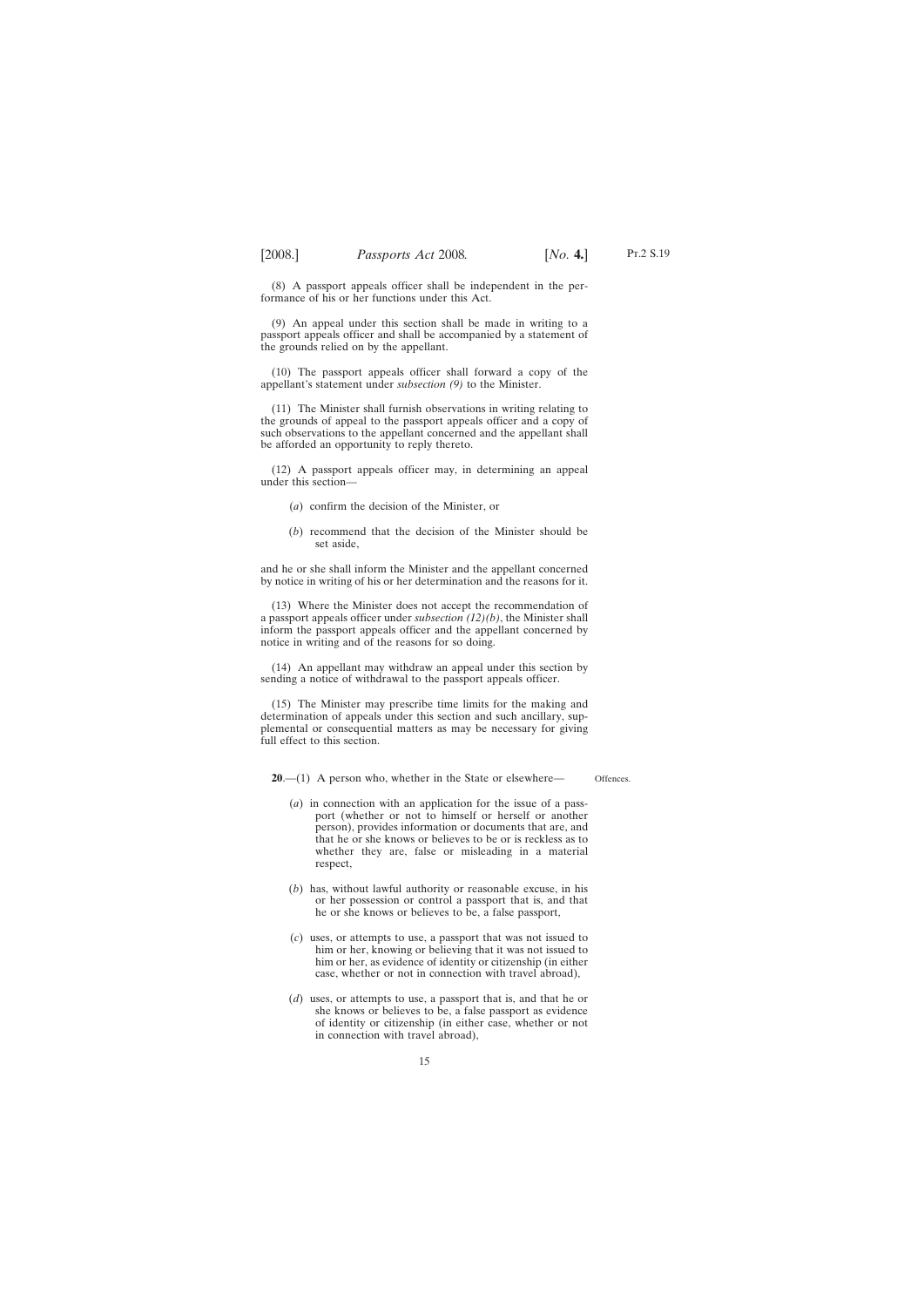(8) A passport appeals officer shall be independent in the performance of his or her functions under this Act.

(9) An appeal under this section shall be made in writing to a passport appeals officer and shall be accompanied by a statement of the grounds relied on by the appellant.

(10) The passport appeals officer shall forward a copy of the appellant's statement under *subsection (9)* to the Minister.

(11) The Minister shall furnish observations in writing relating to the grounds of appeal to the passport appeals officer and a copy of such observations to the appellant concerned and the appellant shall be afforded an opportunity to reply thereto.

(12) A passport appeals officer may, in determining an appeal under this section—

(*a*) confirm the decision of the Minister, or

(*b*) recommend that the decision of the Minister should be set aside,

and he or she shall inform the Minister and the appellant concerned by notice in writing of his or her determination and the reasons for it.

(13) Where the Minister does not accept the recommendation of a passport appeals officer under *subsection (12)(b)*, the Minister shall inform the passport appeals officer and the appellant concerned by notice in writing and of the reasons for so doing.

(14) An appellant may withdraw an appeal under this section by sending a notice of withdrawal to the passport appeals officer.

(15) The Minister may prescribe time limits for the making and determination of appeals under this section and such ancillary, supplemental or consequential matters as may be necessary for giving full effect to this section.

Offences.

**20**.—(1) A person who, whether in the State or elsewhere—

(*a*) in connection with an application for the issue of a passport (whether or not to himself or herself or another person), provides information or documents that are, and that he or she knows or believes to be or is reckless as to whether they are, false or misleading in a material respect,

(*b*) has, without lawful authority or reasonable excuse, in his or her possession or control a passport that is, and that he or she knows or believes to be, a false passport,

(*c*) uses, or attempts to use, a passport that was not issued to him or her, knowing or believing that it was not issued to him or her, as evidence of identity or citizenship (in either case, whether or not in connection with travel abroad),

(*d*) uses, or attempts to use, a passport that is, and that he or she knows or believes to be, a false passport as evidence of identity or citizenship (in either case, whether or not in connection with travel abroad),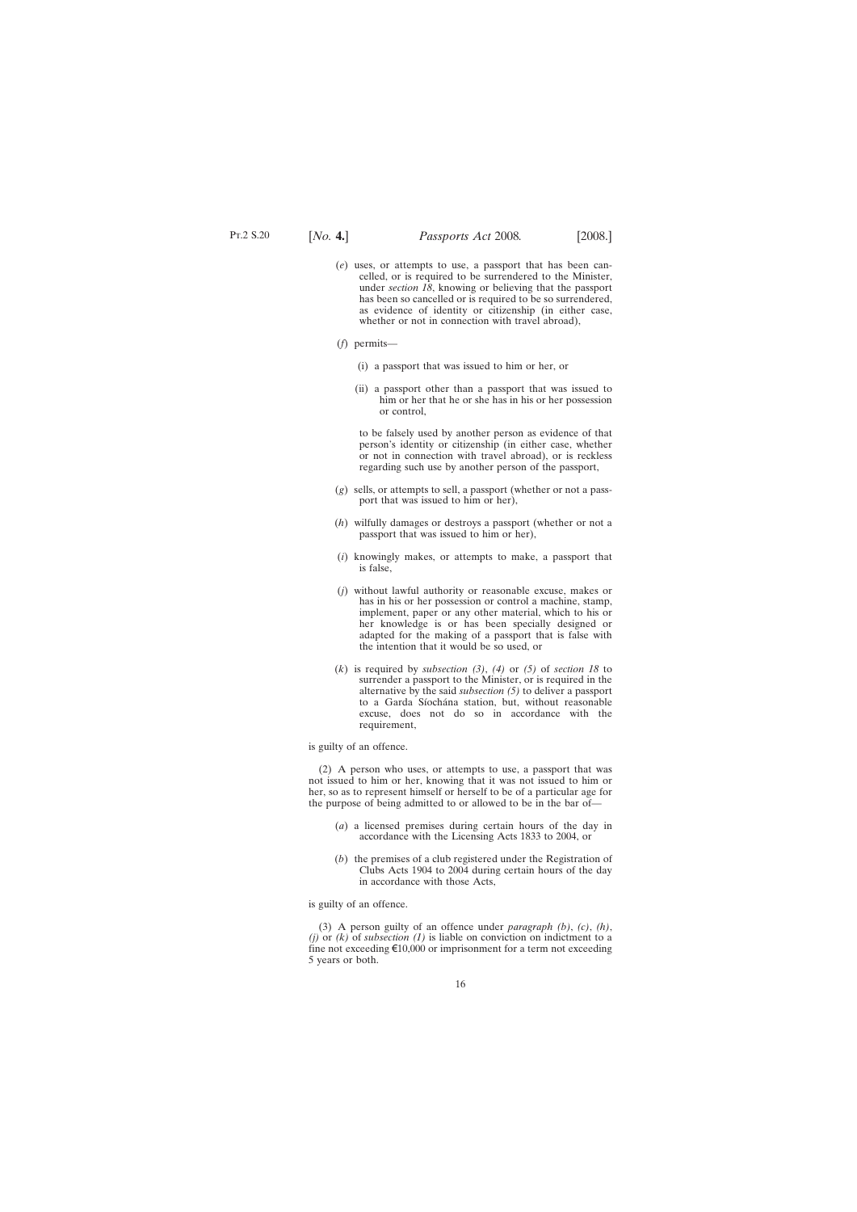(*e*) uses, or attempts to use, a passport that has been cancelled, or is required to be surrendered to the Minister, under *section 18*, knowing or believing that the passport has been so cancelled or is required to be so surrendered, as evidence of identity or citizenship (in either case, whether or not in connection with travel abroad),

(*f*) permits—

(i) a passport that was issued to him or her, or

(ii) a passport other than a passport that was issued to him or her that he or she has in his or her possession or control,

to be falsely used by another person as evidence of that person's identity or citizenship (in either case, whether or not in connection with travel abroad), or is reckless regarding such use by another person of the passport,

(*g*) sells, or attempts to sell, a passport (whether or not a passport that was issued to him or her),

(*h*) wilfully damages or destroys a passport (whether or not a passport that was issued to him or her),

(*i*) knowingly makes, or attempts to make, a passport that is false,

(*j*) without lawful authority or reasonable excuse, makes or has in his or her possession or control a machine, stamp, implement, paper or any other material, which to his or her knowledge is or has been specially designed or adapted for the making of a passport that is false with the intention that it would be so used, or

(*k*) is required by *subsection (3)*, *(4)* or *(5)* of *section 18* to surrender a passport to the Minister, or is required in the alternative by the said *subsection (5)* to deliver a passport to a Garda Síochána station, but, without reasonable excuse, does not do so in accordance with the requirement,

is guilty of an offence.

(2) A person who uses, or attempts to use, a passport that was not issued to him or her, knowing that it was not issued to him or her, so as to represent himself or herself to be of a particular age for the purpose of being admitted to or allowed to be in the bar of—

(*a*) a licensed premises during certain hours of the day in accordance with the Licensing Acts 1833 to 2004, or

(*b*) the premises of a club registered under the Registration of Clubs Acts 1904 to 2004 during certain hours of the day in accordance with those Acts,

is guilty of an offence.

(3) A person guilty of an offence under *paragraph (b)*, *(c)*, *(h)*, *(j)* or *(k)* of *subsection (1)* is liable on conviction on indictment to a fine not exceeding €10,000 or imprisonment for a term not exceeding 5 years or both.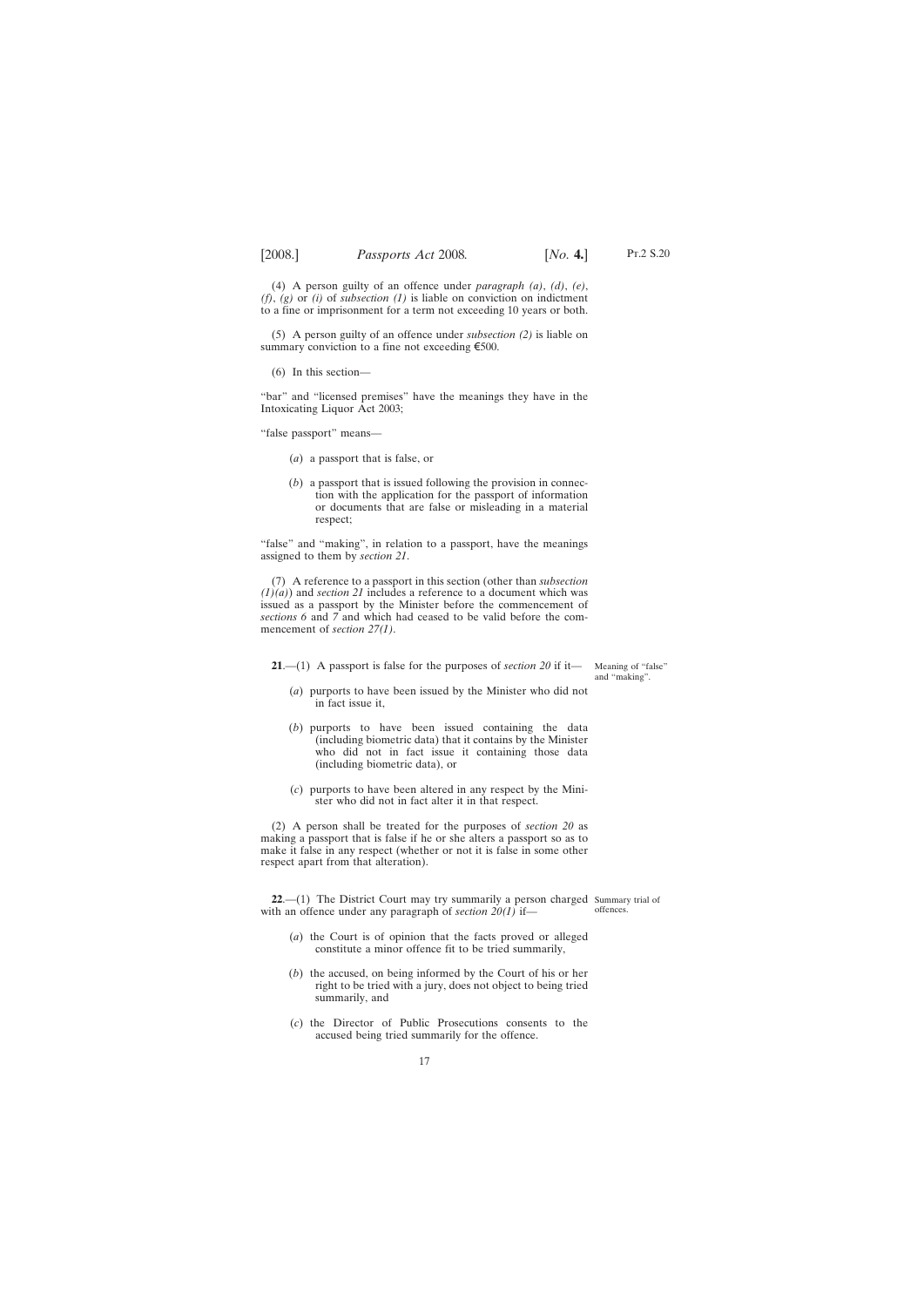(4) A person guilty of an offence under *paragraph (a)*, *(d)*, *(e)*, *(f)*, *(g)* or *(i)* of *subsection (1)* is liable on conviction on indictment to a fine or imprisonment for a term not exceeding 10 years or both.

(5) A person guilty of an offence under *subsection (2)* is liable on summary conviction to a fine not exceeding €500.

(6) In this section—

"bar" and "licensed premises" have the meanings they have in the Intoxicating Liquor Act 2003;

"false passport" means—

- (*a*) a passport that is false, or
- (*b*) a passport that is issued following the provision in connection with the application for the passport of information or documents that are false or misleading in a material respect;

"false" and "making", in relation to a passport, have the meanings assigned to them by *section 21*.

(7) A reference to a passport in this section (other than *subsection (1)(a)*) and *section 21* includes a reference to a document which was issued as a passport by the Minister before the commencement of *sections 6* and *7* and which had ceased to be valid before the commencement of *section 27(1)*.

Meaning of "false" and "making".

**21**.—(1) A passport is false for the purposes of *section 20* if it—

- (*a*) purports to have been issued by the Minister who did not in fact issue it,
- (*b*) purports to have been issued containing the data (including biometric data) that it contains by the Minister who did not in fact issue it containing those data (including biometric data), or
- (*c*) purports to have been altered in any respect by the Minister who did not in fact alter it in that respect.

(2) A person shall be treated for the purposes of *section 20* as making a passport that is false if he or she alters a passport so as to make it false in any respect (whether or not it is false in some other respect apart from that alteration).

Summary trial of offences.

**22**.—(1) The District Court may try summarily a person charged with an offence under any paragraph of *section 20(1)* if—

- (*a*) the Court is of opinion that the facts proved or alleged constitute a minor offence fit to be tried summarily,
- (*b*) the accused, on being informed by the Court of his or her right to be tried with a jury, does not object to being tried summarily, and
- (*c*) the Director of Public Prosecutions consents to the accused being tried summarily for the offence.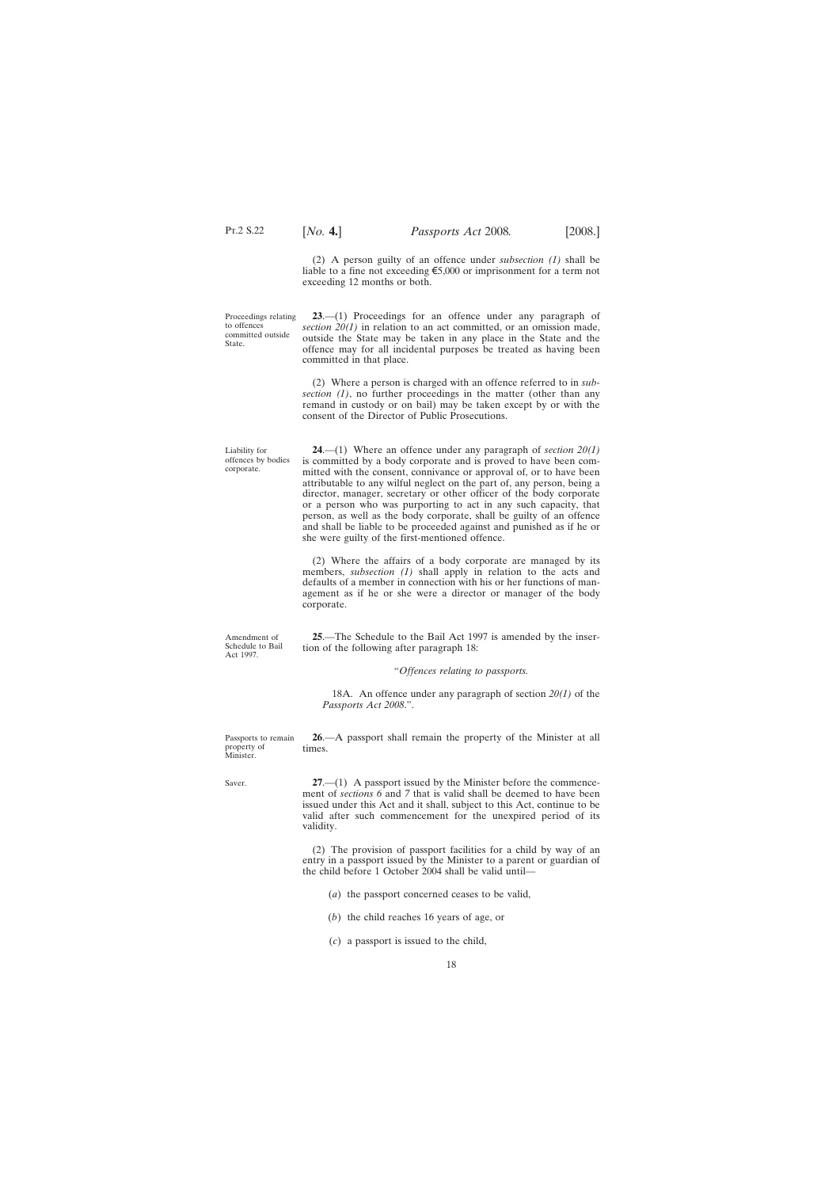(2) A person guilty of an offence under *subsection (1)* shall be liable to a fine not exceeding €5,000 or imprisonment for a term not exceeding 12 months or both.

Proceedings relating to offences committed outside State.

**23**.—(1) Proceedings for an offence under any paragraph of *section 20(1)* in relation to an act committed, or an omission made, outside the State may be taken in any place in the State and the offence may for all incidental purposes be treated as having been committed in that place.

(2) Where a person is charged with an offence referred to in *subsection (1)*, no further proceedings in the matter (other than any remand in custody or on bail) may be taken except by or with the consent of the Director of Public Prosecutions.

Liability for offences by bodies corporate.

**24**.—(1) Where an offence under any paragraph of *section 20(1)* is committed by a body corporate and is proved to have been committed with the consent, connivance or approval of, or to have been attributable to any wilful neglect on the part of, any person, being a director, manager, secretary or other officer of the body corporate or a person who was purporting to act in any such capacity, that person, as well as the body corporate, shall be guilty of an offence and shall be liable to be proceeded against and punished as if he or she were guilty of the first-mentioned offence.

(2) Where the affairs of a body corporate are managed by its members, *subsection (1)* shall apply in relation to the acts and defaults of a member in connection with his or her functions of management as if he or she were a director or manager of the body corporate.

Amendment of Schedule to Bail Act 1997.

**25**.—The Schedule to the Bail Act 1997 is amended by the insertion of the following after paragraph 18:

"*Offences relating to passports.*

18A. An offence under any paragraph of section *20(1)* of the *Passports Act 2008*.".

Passports to remain property of Minister.

**26**.—A passport shall remain the property of the Minister at all times.

Saver.

**27**.—(1) A passport issued by the Minister before the commencement of *sections 6* and *7* that is valid shall be deemed to have been issued under this Act and it shall, subject to this Act, continue to be valid after such commencement for the unexpired period of its validity.

(2) The provision of passport facilities for a child by way of an entry in a passport issued by the Minister to a parent or guardian of the child before 1 October 2004 shall be valid until—

(*a*) the passport concerned ceases to be valid,

(*b*) the child reaches 16 years of age, or

(*c*) a passport is issued to the child,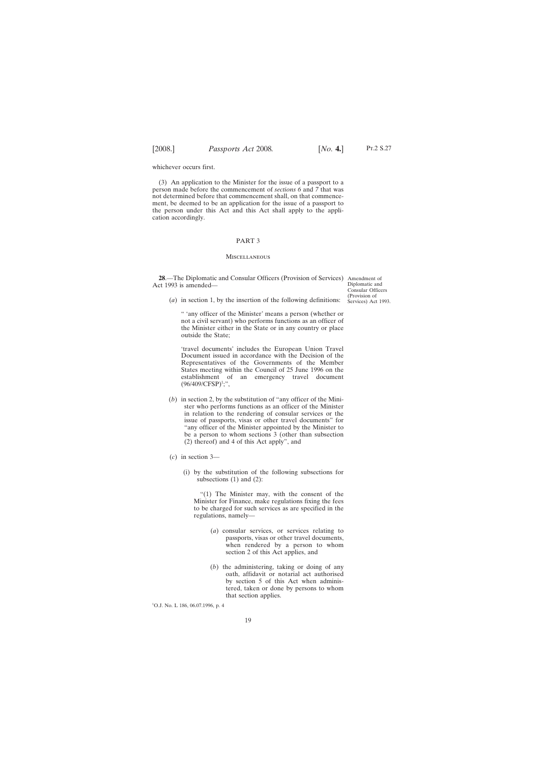whichever occurs first.

(3) An application to the Minister for the issue of a passport to a person made before the commencement of *sections 6* and *7* that was not determined before that commencement shall, on that commencement, be deemed to be an application for the issue of a passport to the person under this Act and this Act shall apply to the application accordingly.

## PART 3

### Miscellaneous

Amendment of Diplomatic and Consular Officers (Provision of Services) Act 1993.

**28**.—The Diplomatic and Consular Officers (Provision of Services) Act 1993 is amended—

(*a*) in section 1, by the insertion of the following definitions:

" 'any officer of the Minister' means a person (whether or not a civil servant) who performs functions as an officer of the Minister either in the State or in any country or place outside the State;

'travel documents' includes the European Union Travel Document issued in accordance with the Decision of the Representatives of the Governments of the Member States meeting within the Council of 25 June 1996 on the establishment of an emergency travel document (96/409/CFSP)[1];",

(*b*) in section 2, by the substitution of "any officer of the Minister who performs functions as an officer of the Minister in relation to the rendering of consular services or the issue of passports, visas or other travel documents" for "any officer of the Minister appointed by the Minister to be a person to whom sections 3 (other than subsection (2) thereof) and 4 of this Act apply", and

(*c*) in section 3—

(i) by the substitution of the following subsections for subsections (1) and (2):

"(1) The Minister may, with the consent of the Minister for Finance, make regulations fixing the fees to be charged for such services as are specified in the regulations, namely—

(*a*) consular services, or services relating to passports, visas or other travel documents, when rendered by a person to whom section 2 of this Act applies, and

(*b*) the administering, taking or doing of any oath, affidavit or notarial act authorised by section 5 of this Act when administered, taken or done by persons to whom that section applies.

[1]O.J. No. L 186, 06.07.1996, p. 4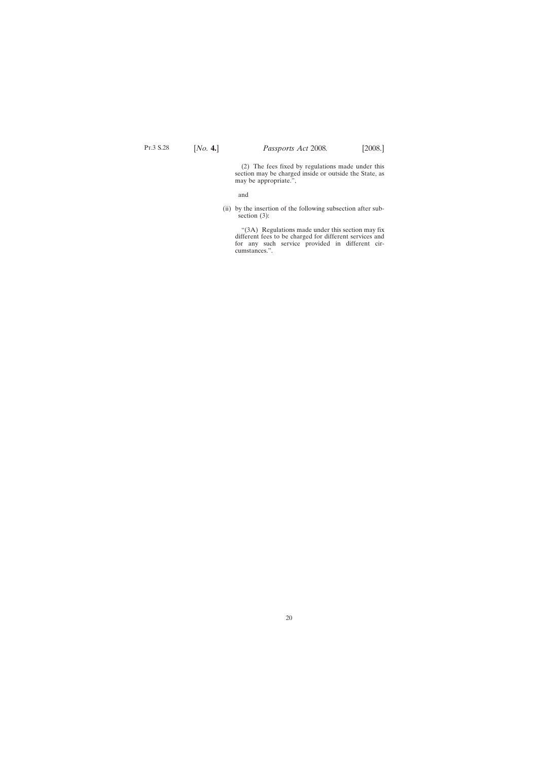(2) The fees fixed by regulations made under this section may be charged inside or outside the State, as may be appropriate.",

and

(ii) by the insertion of the following subsection after subsection (3):

"(3A) Regulations made under this section may fix different fees to be charged for different services and for any such service provided in different circumstances.".